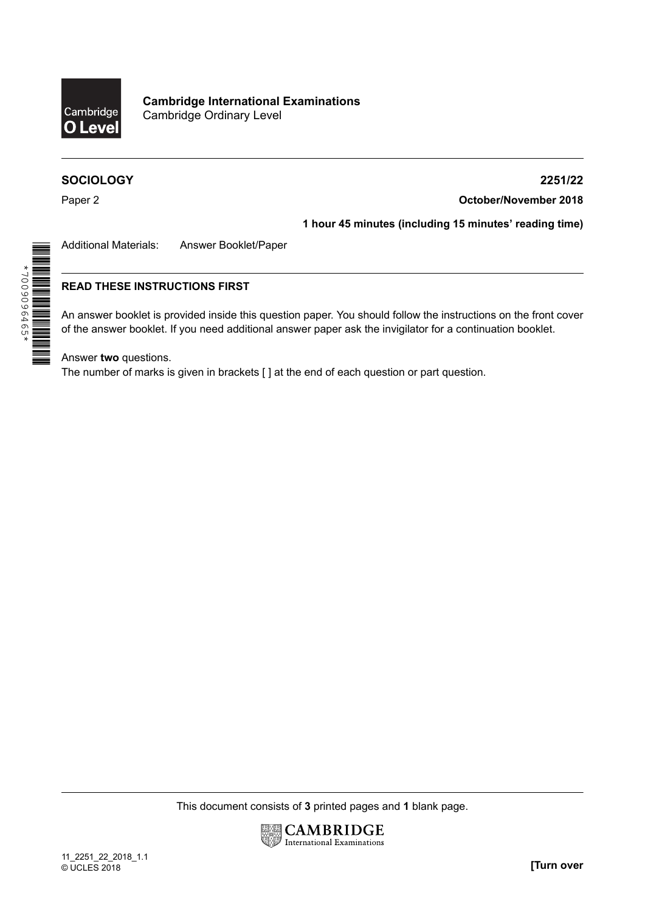**Cambridge International Examinations**
Cambridge Ordinary Level

**SOCIOLOGY** **2251/22**

Paper 2 **October/November 2018**

**1 hour 45 minutes (including 15 minutes' reading time)**

Additional Materials: Answer Booklet/Paper

*7009096465*

**READ THESE INSTRUCTIONS FIRST**

An answer booklet is provided inside this question paper. You should follow the instructions on the front cover of the answer booklet. If you need additional answer paper ask the invigilator for a continuation booklet.

Answer **two** questions.
The number of marks is given in brackets [ ] at the end of each question or part question.

This document consists of **3** printed pages and **1** blank page.

11_2251_22_2018_1.1
© UCLES 2018

**[Turn over**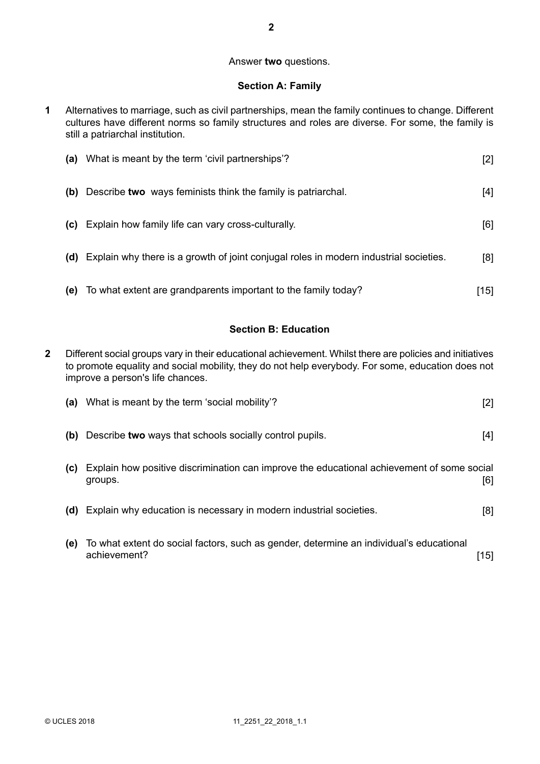Answer **two** questions.

## Section A: Family

**1** Alternatives to marriage, such as civil partnerships, mean the family continues to change. Different cultures have different norms so family structures and roles are diverse. For some, the family is still a patriarchal institution.

**(a)** What is meant by the term 'civil partnerships'? [2]

**(b)** Describe **two** ways feminists think the family is patriarchal. [4]

**(c)** Explain how family life can vary cross-culturally. [6]

**(d)** Explain why there is a growth of joint conjugal roles in modern industrial societies. [8]

**(e)** To what extent are grandparents important to the family today? [15]

## Section B: Education

**2** Different social groups vary in their educational achievement. Whilst there are policies and initiatives to promote equality and social mobility, they do not help everybody. For some, education does not improve a person's life chances.

**(a)** What is meant by the term 'social mobility'? [2]

**(b)** Describe **two** ways that schools socially control pupils. [4]

**(c)** Explain how positive discrimination can improve the educational achievement of some social groups. [6]

**(d)** Explain why education is necessary in modern industrial societies. [8]

**(e)** To what extent do social factors, such as gender, determine an individual's educational achievement? [15]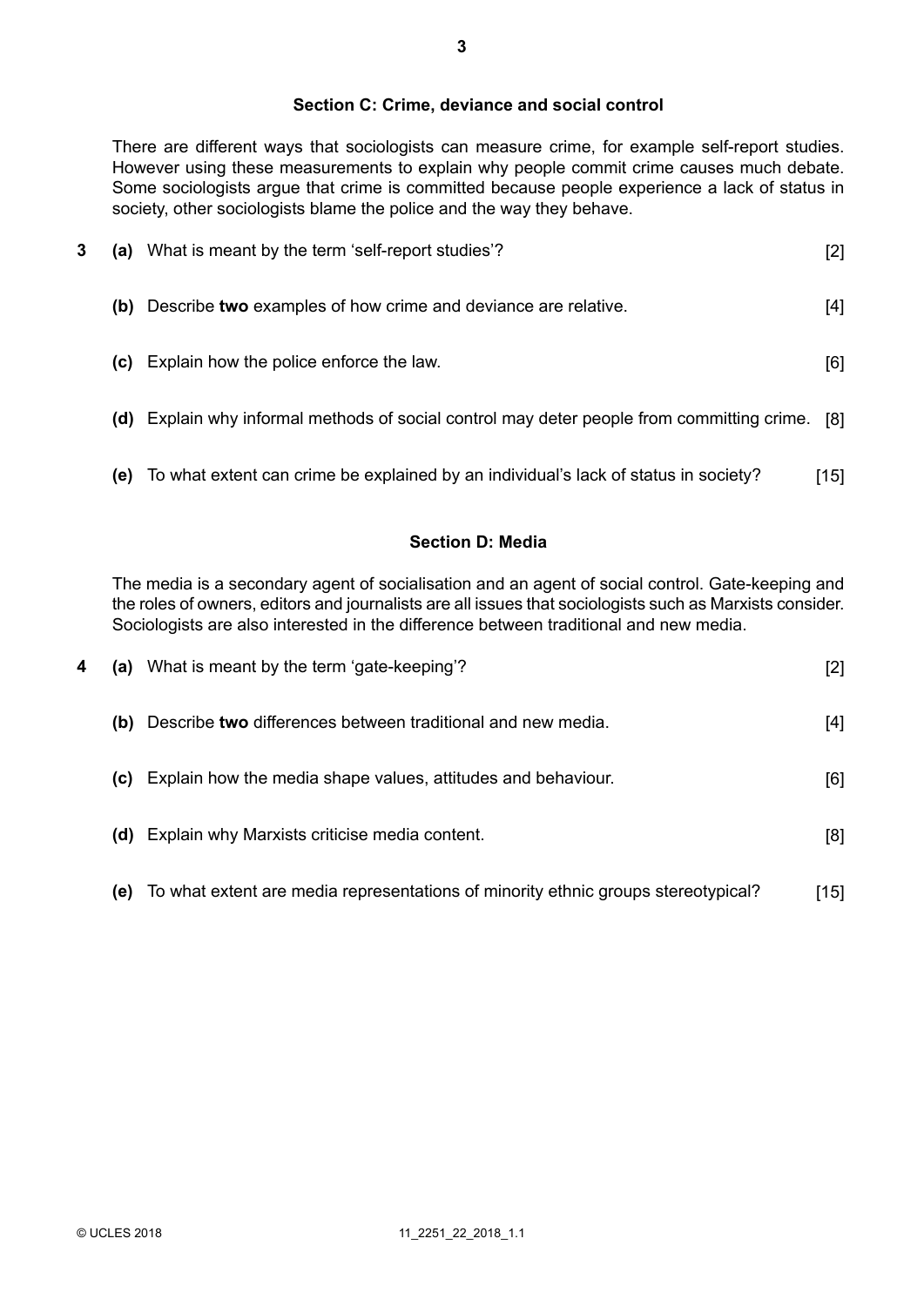## Section C: Crime, deviance and social control

There are different ways that sociologists can measure crime, for example self-report studies. However using these measurements to explain why people commit crime causes much debate. Some sociologists argue that crime is committed because people experience a lack of status in society, other sociologists blame the police and the way they behave.

**3** **(a)** What is meant by the term 'self-report studies'? [2]

**(b)** Describe **two** examples of how crime and deviance are relative. [4]

**(c)** Explain how the police enforce the law. [6]

**(d)** Explain why informal methods of social control may deter people from committing crime. [8]

**(e)** To what extent can crime be explained by an individual's lack of status in society? [15]

## Section D: Media

The media is a secondary agent of socialisation and an agent of social control. Gate-keeping and the roles of owners, editors and journalists are all issues that sociologists such as Marxists consider. Sociologists are also interested in the difference between traditional and new media.

**4** **(a)** What is meant by the term 'gate-keeping'? [2]

**(b)** Describe **two** differences between traditional and new media. [4]

**(c)** Explain how the media shape values, attitudes and behaviour. [6]

**(d)** Explain why Marxists criticise media content. [8]

**(e)** To what extent are media representations of minority ethnic groups stereotypical? [15]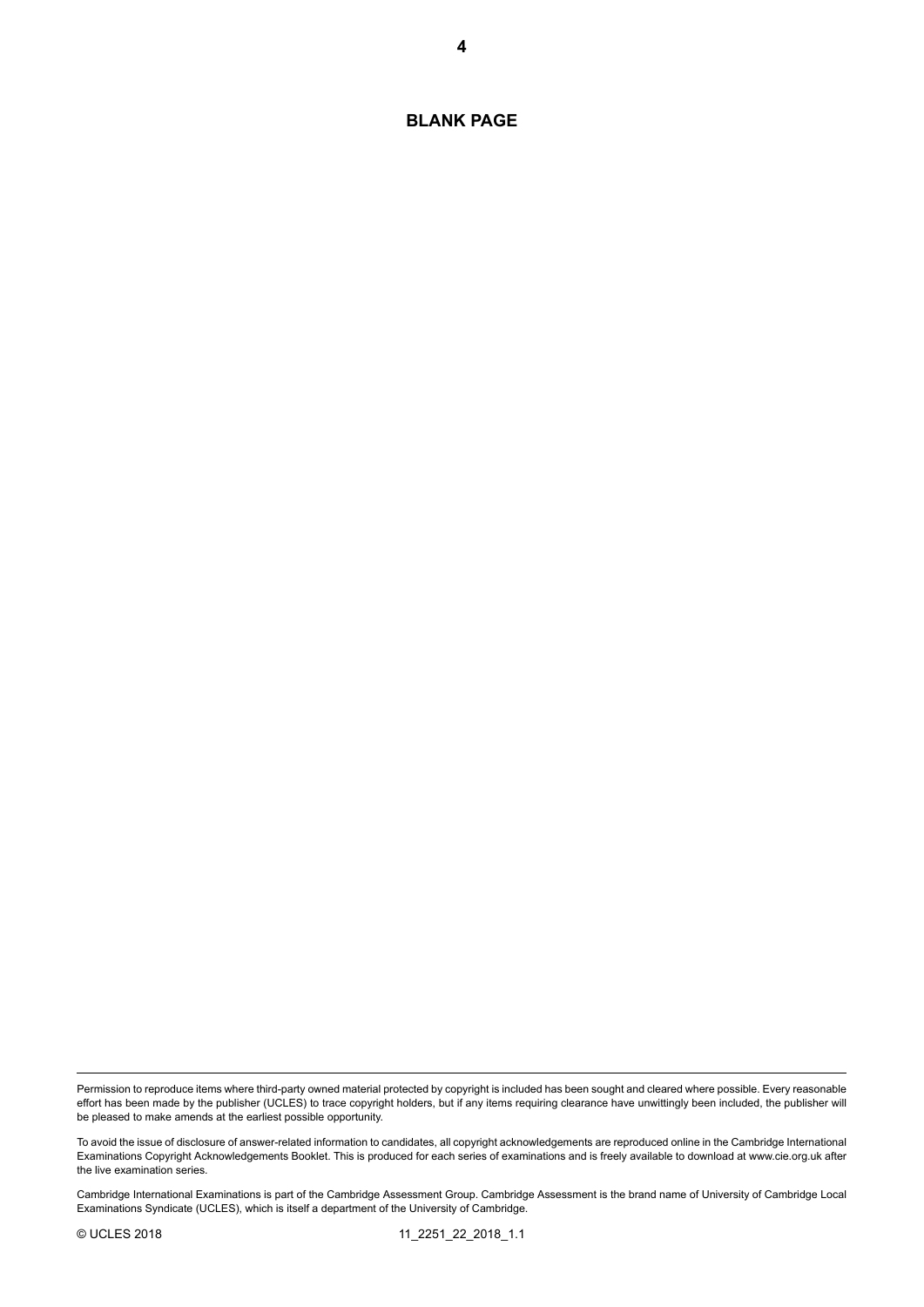**BLANK PAGE**

Permission to reproduce items where third-party owned material protected by copyright is included has been sought and cleared where possible. Every reasonable effort has been made by the publisher (UCLES) to trace copyright holders, but if any items requiring clearance have unwittingly been included, the publisher will be pleased to make amends at the earliest possible opportunity.

To avoid the issue of disclosure of answer-related information to candidates, all copyright acknowledgements are reproduced online in the Cambridge International Examinations Copyright Acknowledgements Booklet. This is produced for each series of examinations and is freely available to download at www.cie.org.uk after the live examination series.

Cambridge International Examinations is part of the Cambridge Assessment Group. Cambridge Assessment is the brand name of University of Cambridge Local Examinations Syndicate (UCLES), which is itself a department of the University of Cambridge.

© UCLES 2018 11_2251_22_2018_1.1